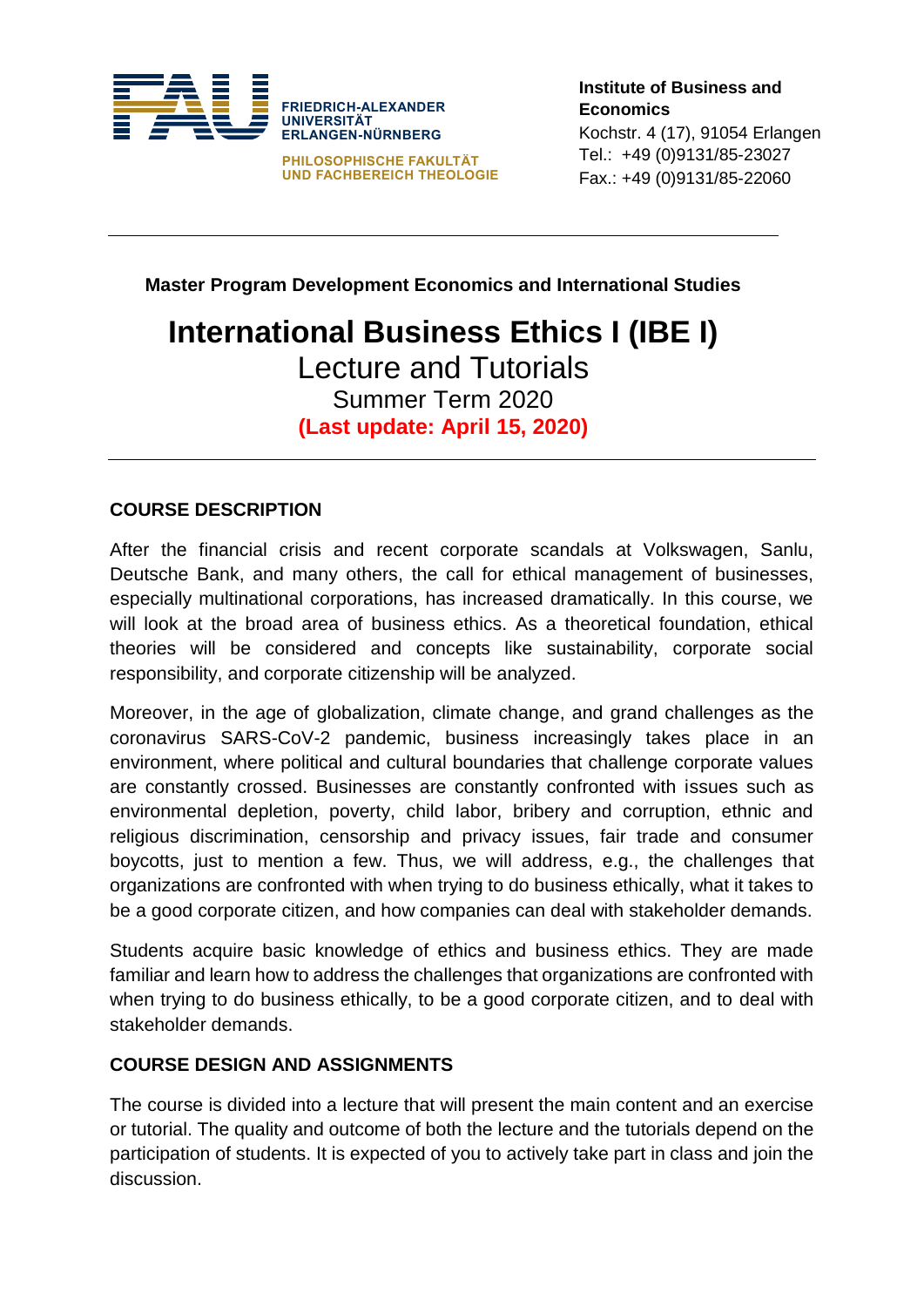FRIEDRICH-ALEXANDER UNIVERSITÄT ERLANGEN-NÜRNBERG

PHILOSOPHISCHE FAKULTÄT UND FACHBEREICH THEOLOGIE

**Institute of Business and Economics**
Kochstr. 4 (17), 91054 Erlangen
Tel.: +49 (0)9131/85-23027
Fax.: +49 (0)9131/85-22060

---

**Master Program Development Economics and International Studies**

# International Business Ethics I (IBE I)

## Lecture and Tutorials

### Summer Term 2020

**(Last update: April 15, 2020)**

---

## COURSE DESCRIPTION

After the financial crisis and recent corporate scandals at Volkswagen, Sanlu, Deutsche Bank, and many others, the call for ethical management of businesses, especially multinational corporations, has increased dramatically. In this course, we will look at the broad area of business ethics. As a theoretical foundation, ethical theories will be considered and concepts like sustainability, corporate social responsibility, and corporate citizenship will be analyzed.

Moreover, in the age of globalization, climate change, and grand challenges as the coronavirus SARS-CoV-2 pandemic, business increasingly takes place in an environment, where political and cultural boundaries that challenge corporate values are constantly crossed. Businesses are constantly confronted with issues such as environmental depletion, poverty, child labor, bribery and corruption, ethnic and religious discrimination, censorship and privacy issues, fair trade and consumer boycotts, just to mention a few. Thus, we will address, e.g., the challenges that organizations are confronted with when trying to do business ethically, what it takes to be a good corporate citizen, and how companies can deal with stakeholder demands.

Students acquire basic knowledge of ethics and business ethics. They are made familiar and learn how to address the challenges that organizations are confronted with when trying to do business ethically, to be a good corporate citizen, and to deal with stakeholder demands.

## COURSE DESIGN AND ASSIGNMENTS

The course is divided into a lecture that will present the main content and an exercise or tutorial. The quality and outcome of both the lecture and the tutorials depend on the participation of students. It is expected of you to actively take part in class and join the discussion.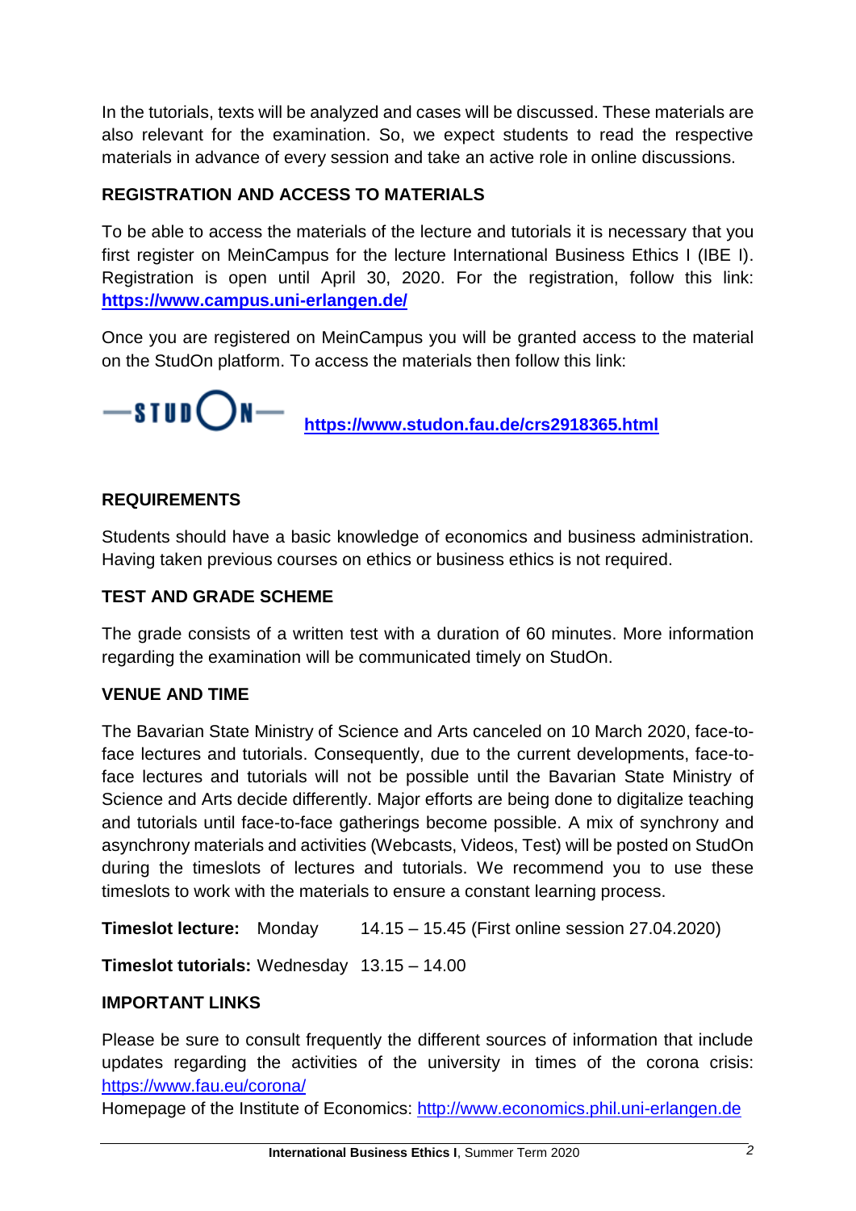In the tutorials, texts will be analyzed and cases will be discussed. These materials are also relevant for the examination. So, we expect students to read the respective materials in advance of every session and take an active role in online discussions.

## REGISTRATION AND ACCESS TO MATERIALS

To be able to access the materials of the lecture and tutorials it is necessary that you first register on MeinCampus for the lecture International Business Ethics I (IBE I). Registration is open until April 30, 2020. For the registration, follow this link: **https://www.campus.uni-erlangen.de/**

Once you are registered on MeinCampus you will be granted access to the material on the StudOn platform. To access the materials then follow this link:

—STUDON— **https://www.studon.fau.de/crs2918365.html**

## REQUIREMENTS

Students should have a basic knowledge of economics and business administration. Having taken previous courses on ethics or business ethics is not required.

## TEST AND GRADE SCHEME

The grade consists of a written test with a duration of 60 minutes. More information regarding the examination will be communicated timely on StudOn.

## VENUE AND TIME

The Bavarian State Ministry of Science and Arts canceled on 10 March 2020, face-to-face lectures and tutorials. Consequently, due to the current developments, face-to-face lectures and tutorials will not be possible until the Bavarian State Ministry of Science and Arts decide differently. Major efforts are being done to digitalize teaching and tutorials until face-to-face gatherings become possible. A mix of synchrony and asynchrony materials and activities (Webcasts, Videos, Test) will be posted on StudOn during the timeslots of lectures and tutorials. We recommend you to use these timeslots to work with the materials to ensure a constant learning process.

**Timeslot lecture:** Monday 14.15 – 15.45 (First online session 27.04.2020)

**Timeslot tutorials:** Wednesday 13.15 – 14.00

## IMPORTANT LINKS

Please be sure to consult frequently the different sources of information that include updates regarding the activities of the university in times of the corona crisis: https://www.fau.eu/corona/

Homepage of the Institute of Economics: http://www.economics.phil.uni-erlangen.de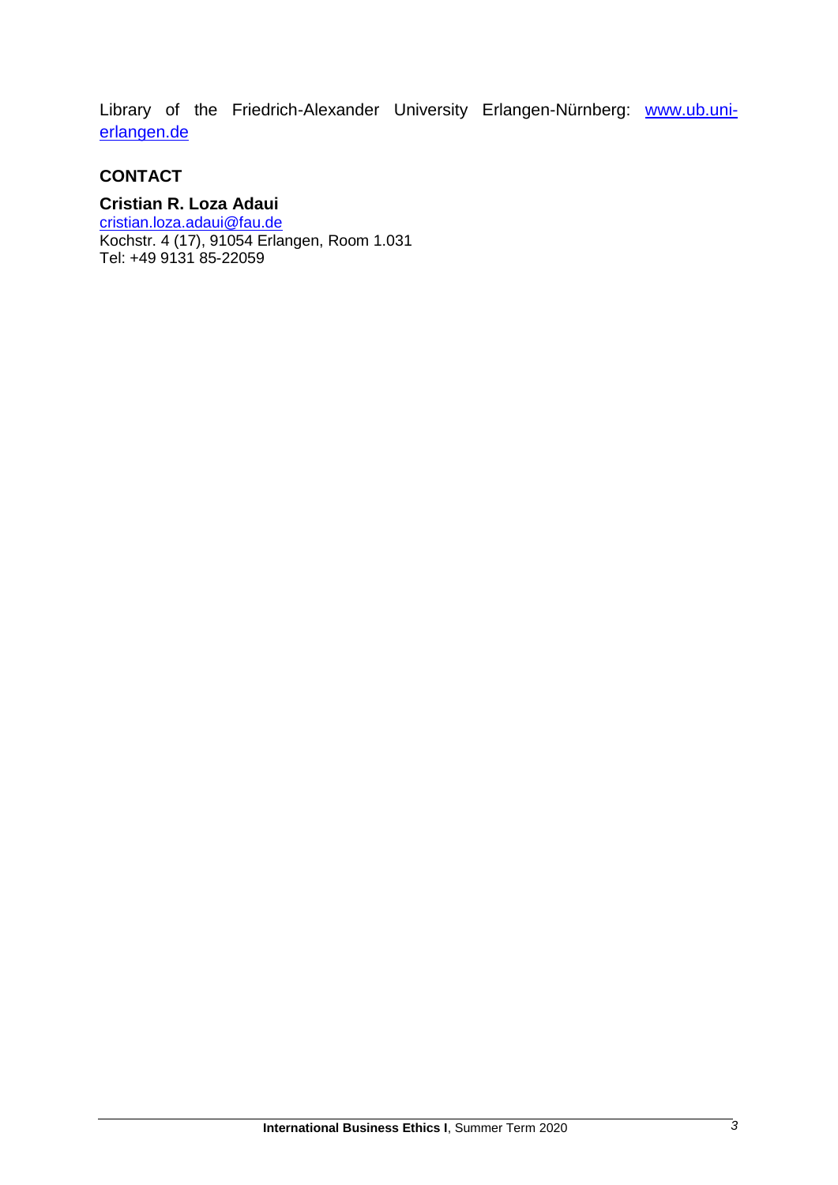Library of the Friedrich-Alexander University Erlangen-Nürnberg: www.ub.uni-erlangen.de

## CONTACT

**Cristian R. Loza Adaui**
cristian.loza.adaui@fau.de
Kochstr. 4 (17), 91054 Erlangen, Room 1.031
Tel: +49 9131 85-22059